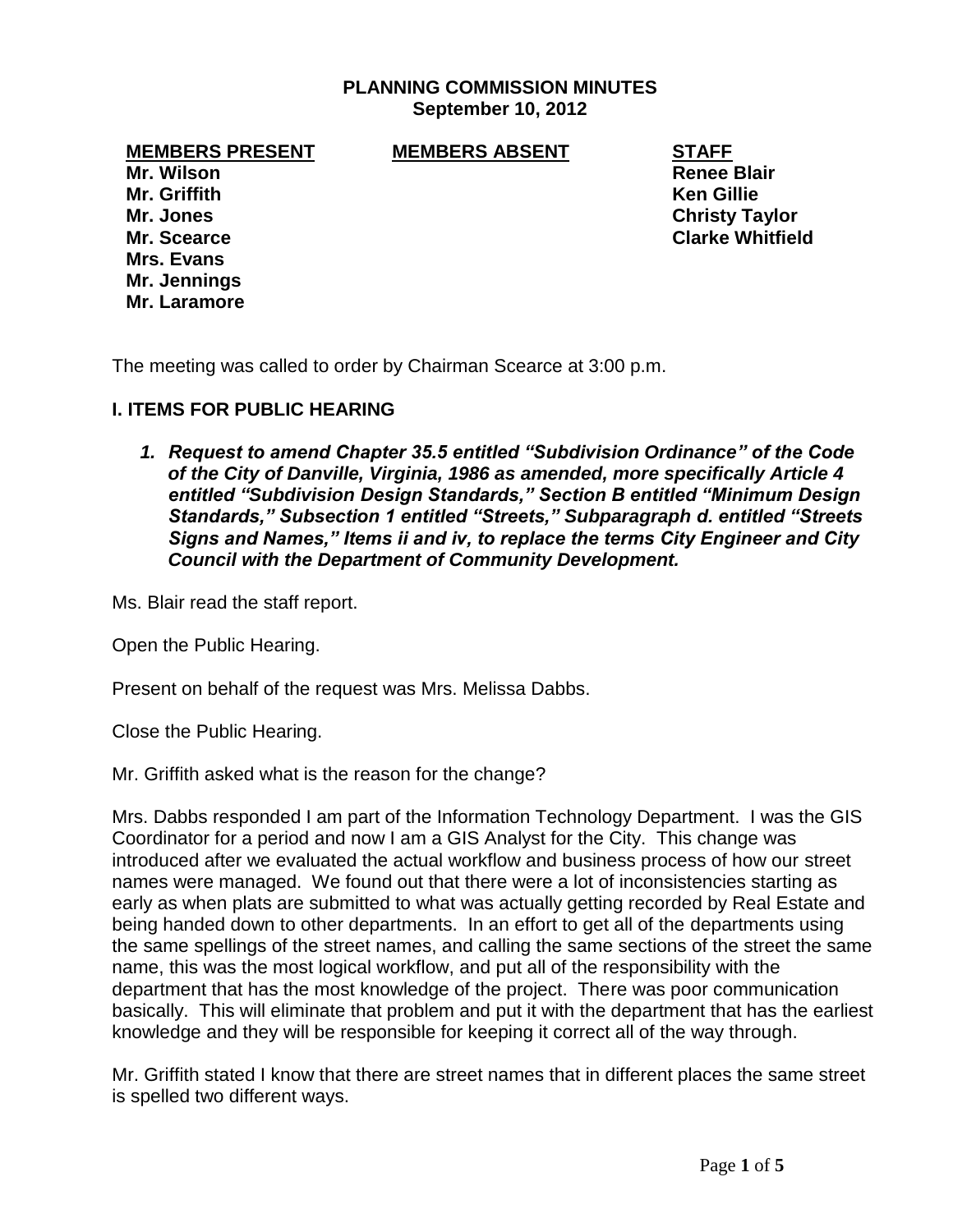# PLANNING COMMISSION MINUTES
**September 10, 2012**

| **MEMBERS PRESENT** | **MEMBERS ABSENT** | **STAFF** |
|---|---|---|
| **Mr. Wilson** | | **Renee Blair** |
| **Mr. Griffith** | | **Ken Gillie** |
| **Mr. Jones** | | **Christy Taylor** |
| **Mr. Scearce** | | **Clarke Whitfield** |
| **Mrs. Evans** | | |
| **Mr. Jennings** | | |
| **Mr. Laramore** | | |

The meeting was called to order by Chairman Scearce at 3:00 p.m.

## I. ITEMS FOR PUBLIC HEARING

1. ***Request to amend Chapter 35.5 entitled "Subdivision Ordinance" of the Code of the City of Danville, Virginia, 1986 as amended, more specifically Article 4 entitled "Subdivision Design Standards," Section B entitled "Minimum Design Standards," Subsection 1 entitled "Streets," Subparagraph d. entitled "Streets Signs and Names," Items ii and iv, to replace the terms City Engineer and City Council with the Department of Community Development.***

Ms. Blair read the staff report.

Open the Public Hearing.

Present on behalf of the request was Mrs. Melissa Dabbs.

Close the Public Hearing.

Mr. Griffith asked what is the reason for the change?

Mrs. Dabbs responded I am part of the Information Technology Department. I was the GIS Coordinator for a period and now I am a GIS Analyst for the City. This change was introduced after we evaluated the actual workflow and business process of how our street names were managed. We found out that there were a lot of inconsistencies starting as early as when plats are submitted to what was actually getting recorded by Real Estate and being handed down to other departments. In an effort to get all of the departments using the same spellings of the street names, and calling the same sections of the street the same name, this was the most logical workflow, and put all of the responsibility with the department that has the most knowledge of the project. There was poor communication basically. This will eliminate that problem and put it with the department that has the earliest knowledge and they will be responsible for keeping it correct all of the way through.

Mr. Griffith stated I know that there are street names that in different places the same street is spelled two different ways.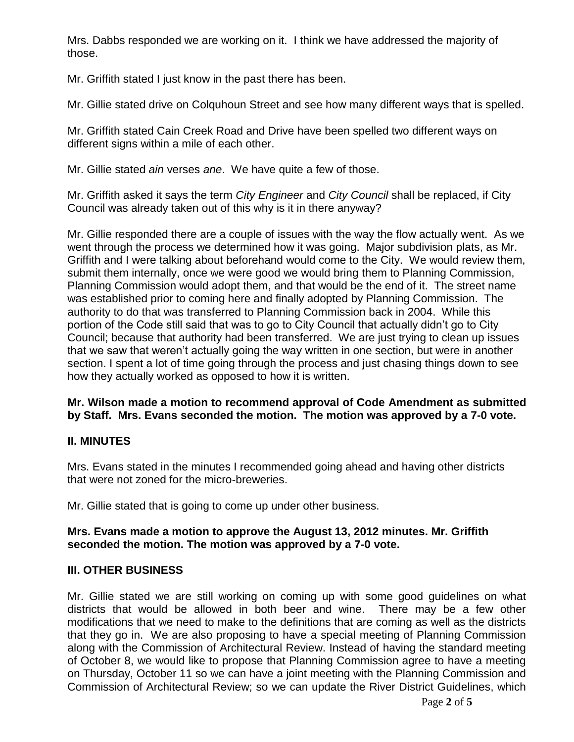Mrs. Dabbs responded we are working on it. I think we have addressed the majority of those.

Mr. Griffith stated I just know in the past there has been.

Mr. Gillie stated drive on Colquhoun Street and see how many different ways that is spelled.

Mr. Griffith stated Cain Creek Road and Drive have been spelled two different ways on different signs within a mile of each other.

Mr. Gillie stated *ain* verses *ane*. We have quite a few of those.

Mr. Griffith asked it says the term *City Engineer* and *City Council* shall be replaced, if City Council was already taken out of this why is it in there anyway?

Mr. Gillie responded there are a couple of issues with the way the flow actually went. As we went through the process we determined how it was going. Major subdivision plats, as Mr. Griffith and I were talking about beforehand would come to the City. We would review them, submit them internally, once we were good we would bring them to Planning Commission, Planning Commission would adopt them, and that would be the end of it. The street name was established prior to coming here and finally adopted by Planning Commission. The authority to do that was transferred to Planning Commission back in 2004. While this portion of the Code still said that was to go to City Council that actually didn't go to City Council; because that authority had been transferred. We are just trying to clean up issues that we saw that weren't actually going the way written in one section, but were in another section. I spent a lot of time going through the process and just chasing things down to see how they actually worked as opposed to how it is written.

**Mr. Wilson made a motion to recommend approval of Code Amendment as submitted by Staff. Mrs. Evans seconded the motion. The motion was approved by a 7-0 vote.**

## II. MINUTES

Mrs. Evans stated in the minutes I recommended going ahead and having other districts that were not zoned for the micro-breweries.

Mr. Gillie stated that is going to come up under other business.

**Mrs. Evans made a motion to approve the August 13, 2012 minutes. Mr. Griffith seconded the motion. The motion was approved by a 7-0 vote.**

## III. OTHER BUSINESS

Mr. Gillie stated we are still working on coming up with some good guidelines on what districts that would be allowed in both beer and wine. There may be a few other modifications that we need to make to the definitions that are coming as well as the districts that they go in. We are also proposing to have a special meeting of Planning Commission along with the Commission of Architectural Review. Instead of having the standard meeting of October 8, we would like to propose that Planning Commission agree to have a meeting on Thursday, October 11 so we can have a joint meeting with the Planning Commission and Commission of Architectural Review; so we can update the River District Guidelines, which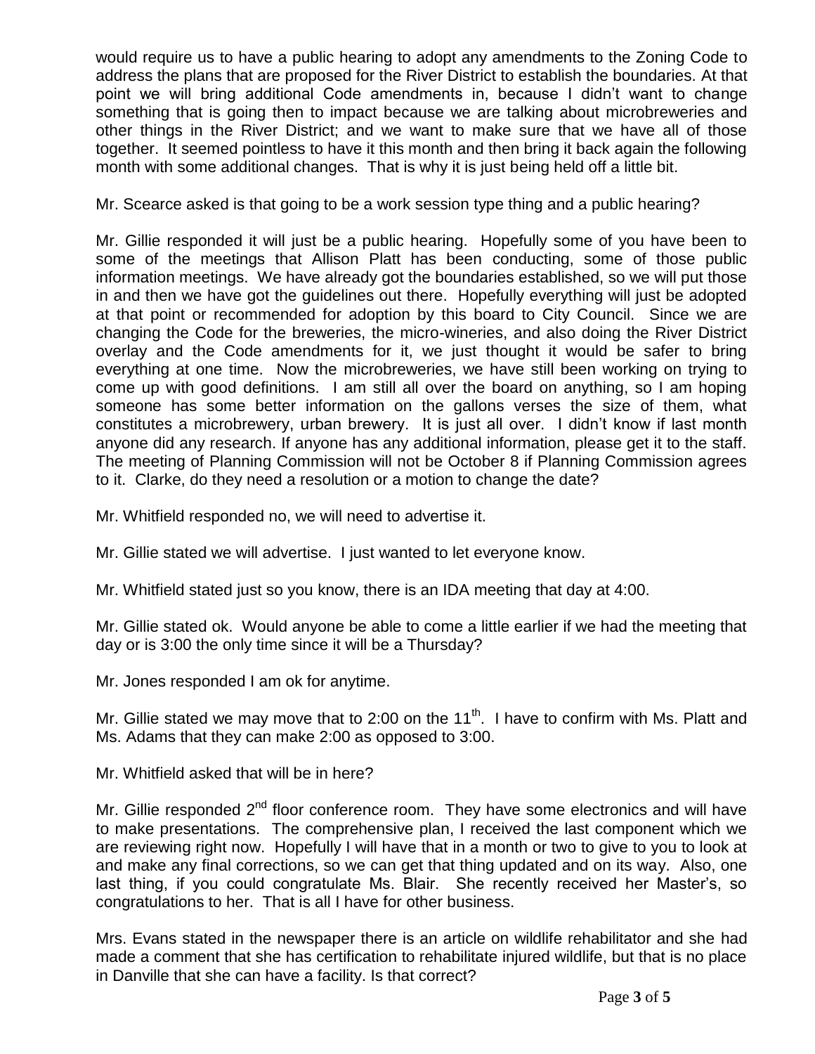would require us to have a public hearing to adopt any amendments to the Zoning Code to address the plans that are proposed for the River District to establish the boundaries. At that point we will bring additional Code amendments in, because I didn't want to change something that is going then to impact because we are talking about microbreweries and other things in the River District; and we want to make sure that we have all of those together. It seemed pointless to have it this month and then bring it back again the following month with some additional changes. That is why it is just being held off a little bit.

Mr. Scearce asked is that going to be a work session type thing and a public hearing?

Mr. Gillie responded it will just be a public hearing. Hopefully some of you have been to some of the meetings that Allison Platt has been conducting, some of those public information meetings. We have already got the boundaries established, so we will put those in and then we have got the guidelines out there. Hopefully everything will just be adopted at that point or recommended for adoption by this board to City Council. Since we are changing the Code for the breweries, the micro-wineries, and also doing the River District overlay and the Code amendments for it, we just thought it would be safer to bring everything at one time. Now the microbreweries, we have still been working on trying to come up with good definitions. I am still all over the board on anything, so I am hoping someone has some better information on the gallons verses the size of them, what constitutes a microbrewery, urban brewery. It is just all over. I didn't know if last month anyone did any research. If anyone has any additional information, please get it to the staff. The meeting of Planning Commission will not be October 8 if Planning Commission agrees to it. Clarke, do they need a resolution or a motion to change the date?

Mr. Whitfield responded no, we will need to advertise it.

Mr. Gillie stated we will advertise. I just wanted to let everyone know.

Mr. Whitfield stated just so you know, there is an IDA meeting that day at 4:00.

Mr. Gillie stated ok. Would anyone be able to come a little earlier if we had the meeting that day or is 3:00 the only time since it will be a Thursday?

Mr. Jones responded I am ok for anytime.

Mr. Gillie stated we may move that to 2:00 on the 11th. I have to confirm with Ms. Platt and Ms. Adams that they can make 2:00 as opposed to 3:00.

Mr. Whitfield asked that will be in here?

Mr. Gillie responded 2nd floor conference room. They have some electronics and will have to make presentations. The comprehensive plan, I received the last component which we are reviewing right now. Hopefully I will have that in a month or two to give to you to look at and make any final corrections, so we can get that thing updated and on its way. Also, one last thing, if you could congratulate Ms. Blair. She recently received her Master's, so congratulations to her. That is all I have for other business.

Mrs. Evans stated in the newspaper there is an article on wildlife rehabilitator and she had made a comment that she has certification to rehabilitate injured wildlife, but that is no place in Danville that she can have a facility. Is that correct?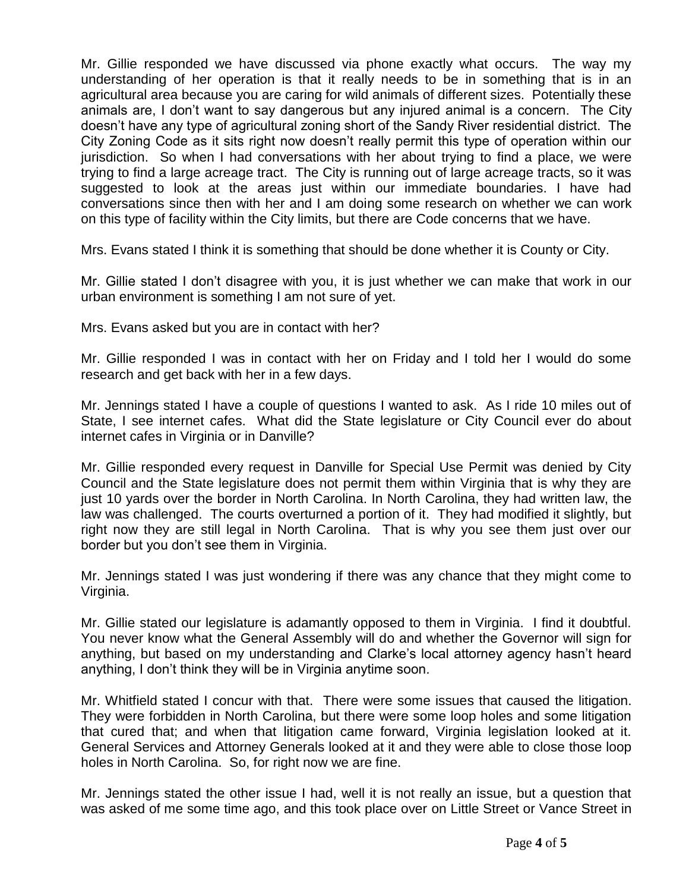Mr. Gillie responded we have discussed via phone exactly what occurs. The way my understanding of her operation is that it really needs to be in something that is in an agricultural area because you are caring for wild animals of different sizes. Potentially these animals are, I don't want to say dangerous but any injured animal is a concern. The City doesn't have any type of agricultural zoning short of the Sandy River residential district. The City Zoning Code as it sits right now doesn't really permit this type of operation within our jurisdiction. So when I had conversations with her about trying to find a place, we were trying to find a large acreage tract. The City is running out of large acreage tracts, so it was suggested to look at the areas just within our immediate boundaries. I have had conversations since then with her and I am doing some research on whether we can work on this type of facility within the City limits, but there are Code concerns that we have.

Mrs. Evans stated I think it is something that should be done whether it is County or City.

Mr. Gillie stated I don't disagree with you, it is just whether we can make that work in our urban environment is something I am not sure of yet.

Mrs. Evans asked but you are in contact with her?

Mr. Gillie responded I was in contact with her on Friday and I told her I would do some research and get back with her in a few days.

Mr. Jennings stated I have a couple of questions I wanted to ask. As I ride 10 miles out of State, I see internet cafes. What did the State legislature or City Council ever do about internet cafes in Virginia or in Danville?

Mr. Gillie responded every request in Danville for Special Use Permit was denied by City Council and the State legislature does not permit them within Virginia that is why they are just 10 yards over the border in North Carolina. In North Carolina, they had written law, the law was challenged. The courts overturned a portion of it. They had modified it slightly, but right now they are still legal in North Carolina. That is why you see them just over our border but you don't see them in Virginia.

Mr. Jennings stated I was just wondering if there was any chance that they might come to Virginia.

Mr. Gillie stated our legislature is adamantly opposed to them in Virginia. I find it doubtful. You never know what the General Assembly will do and whether the Governor will sign for anything, but based on my understanding and Clarke's local attorney agency hasn't heard anything, I don't think they will be in Virginia anytime soon.

Mr. Whitfield stated I concur with that. There were some issues that caused the litigation. They were forbidden in North Carolina, but there were some loop holes and some litigation that cured that; and when that litigation came forward, Virginia legislation looked at it. General Services and Attorney Generals looked at it and they were able to close those loop holes in North Carolina. So, for right now we are fine.

Mr. Jennings stated the other issue I had, well it is not really an issue, but a question that was asked of me some time ago, and this took place over on Little Street or Vance Street in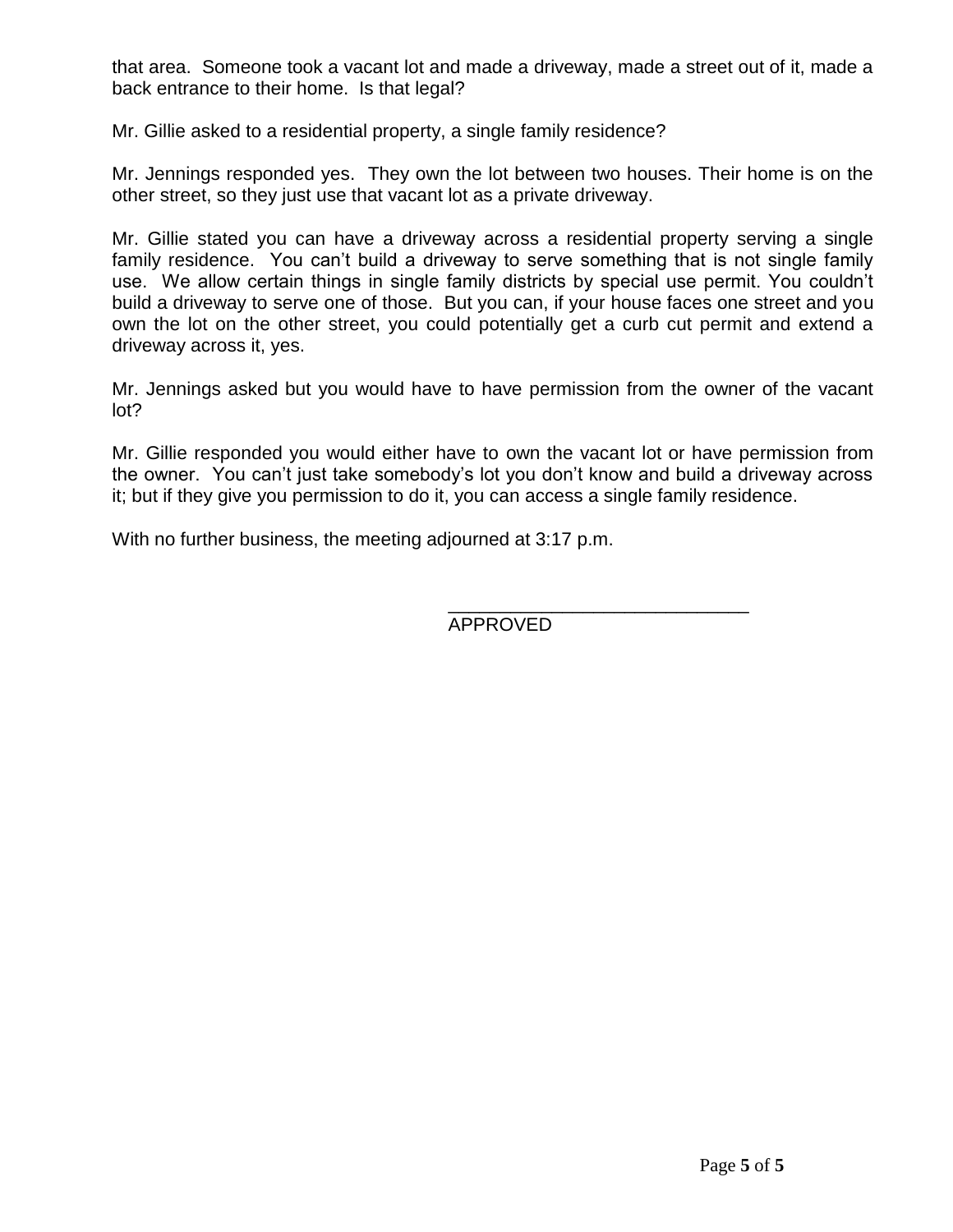that area. Someone took a vacant lot and made a driveway, made a street out of it, made a back entrance to their home. Is that legal?

Mr. Gillie asked to a residential property, a single family residence?

Mr. Jennings responded yes. They own the lot between two houses. Their home is on the other street, so they just use that vacant lot as a private driveway.

Mr. Gillie stated you can have a driveway across a residential property serving a single family residence. You can't build a driveway to serve something that is not single family use. We allow certain things in single family districts by special use permit. You couldn't build a driveway to serve one of those. But you can, if your house faces one street and you own the lot on the other street, you could potentially get a curb cut permit and extend a driveway across it, yes.

Mr. Jennings asked but you would have to have permission from the owner of the vacant lot?

Mr. Gillie responded you would either have to own the vacant lot or have permission from the owner. You can't just take somebody's lot you don't know and build a driveway across it; but if they give you permission to do it, you can access a single family residence.

With no further business, the meeting adjourned at 3:17 p.m.

\_\_\_\_\_\_\_\_\_\_\_\_\_\_\_\_\_\_\_\_\_\_\_\_\_\_\_\_\_\_
APPROVED